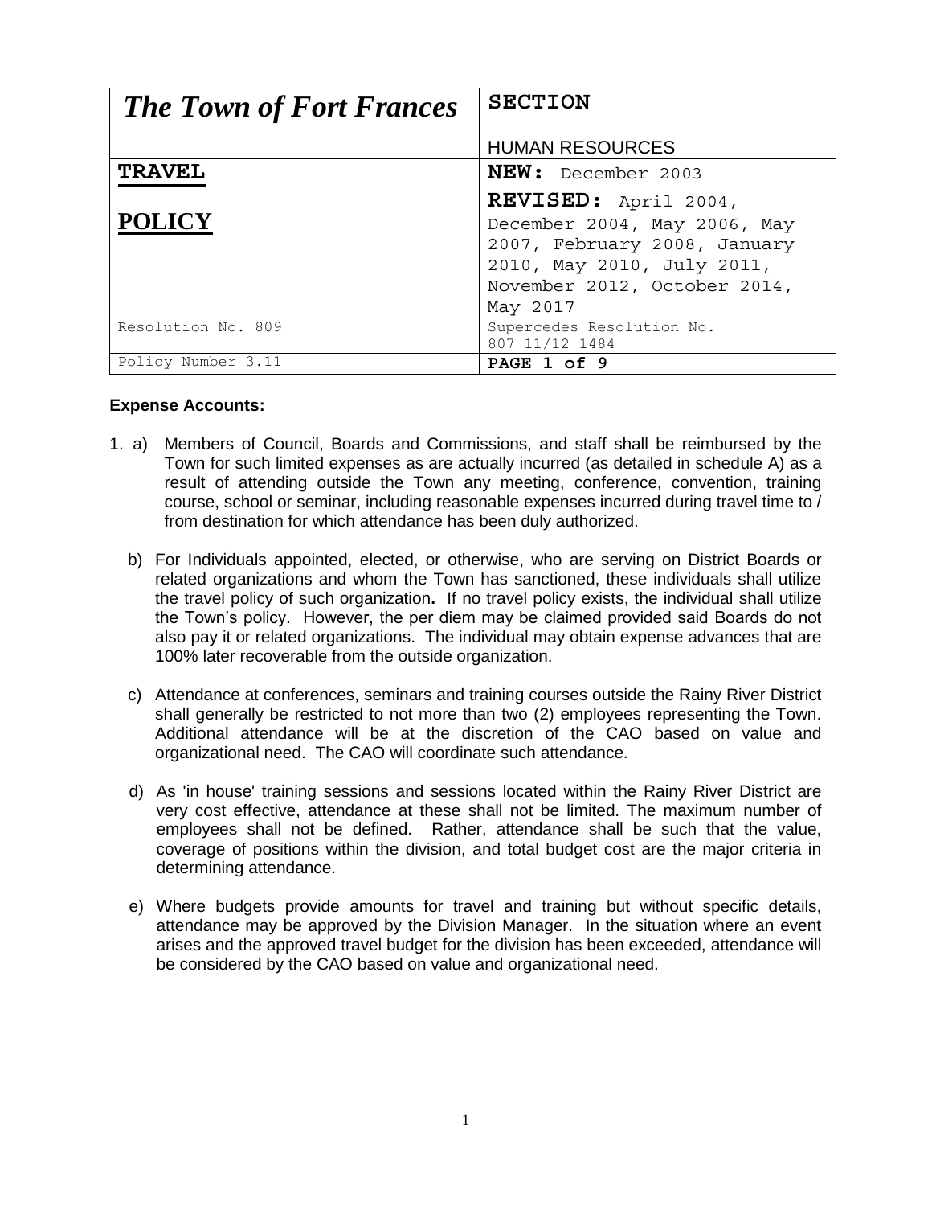| *The Town of Fort Frances* | **SECTION**<br><br>HUMAN RESOURCES |
|---|---|
| **TRAVEL**<br><br>**POLICY** | **NEW:** December 2003<br>**REVISED:** April 2004, December 2004, May 2006, May 2007, February 2008, January 2010, May 2010, July 2011, November 2012, October 2014, May 2017 |
| Resolution No. 809 | Supercedes Resolution No. 807 11/12 1484 |
| Policy Number 3.11 | **PAGE 1 of 9** |

**Expense Accounts:**

1. a) Members of Council, Boards and Commissions, and staff shall be reimbursed by the Town for such limited expenses as are actually incurred (as detailed in schedule A) as a result of attending outside the Town any meeting, conference, convention, training course, school or seminar, including reasonable expenses incurred during travel time to / from destination for which attendance has been duly authorized.

   b) For Individuals appointed, elected, or otherwise, who are serving on District Boards or related organizations and whom the Town has sanctioned, these individuals shall utilize the travel policy of such organization**.** If no travel policy exists, the individual shall utilize the Town's policy. However, the per diem may be claimed provided said Boards do not also pay it or related organizations. The individual may obtain expense advances that are 100% later recoverable from the outside organization.

   c) Attendance at conferences, seminars and training courses outside the Rainy River District shall generally be restricted to not more than two (2) employees representing the Town. Additional attendance will be at the discretion of the CAO based on value and organizational need. The CAO will coordinate such attendance.

   d) As 'in house' training sessions and sessions located within the Rainy River District are very cost effective, attendance at these shall not be limited. The maximum number of employees shall not be defined. Rather, attendance shall be such that the value, coverage of positions within the division, and total budget cost are the major criteria in determining attendance.

   e) Where budgets provide amounts for travel and training but without specific details, attendance may be approved by the Division Manager. In the situation where an event arises and the approved travel budget for the division has been exceeded, attendance will be considered by the CAO based on value and organizational need.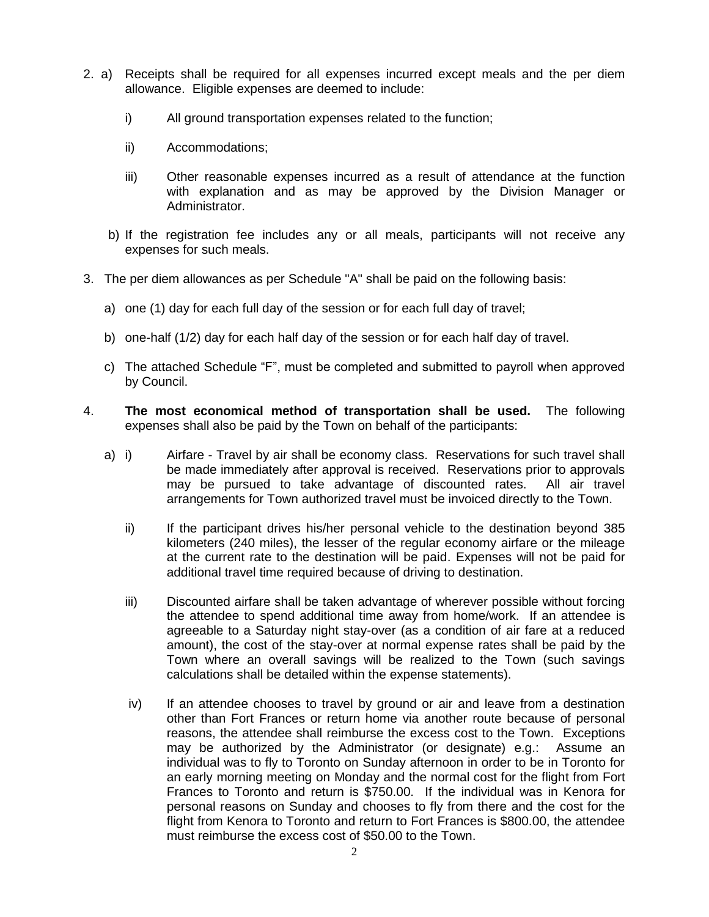2. a) Receipts shall be required for all expenses incurred except meals and the per diem allowance. Eligible expenses are deemed to include:

   i) All ground transportation expenses related to the function;

   ii) Accommodations;

   iii) Other reasonable expenses incurred as a result of attendance at the function with explanation and as may be approved by the Division Manager or Administrator.

   b) If the registration fee includes any or all meals, participants will not receive any expenses for such meals.

3. The per diem allowances as per Schedule "A" shall be paid on the following basis:

   a) one (1) day for each full day of the session or for each full day of travel;

   b) one-half (1/2) day for each half day of the session or for each half day of travel.

   c) The attached Schedule "F", must be completed and submitted to payroll when approved by Council.

4. **The most economical method of transportation shall be used.** The following expenses shall also be paid by the Town on behalf of the participants:

   a) i) Airfare - Travel by air shall be economy class. Reservations for such travel shall be made immediately after approval is received. Reservations prior to approvals may be pursued to take advantage of discounted rates. All air travel arrangements for Town authorized travel must be invoiced directly to the Town.

   ii) If the participant drives his/her personal vehicle to the destination beyond 385 kilometers (240 miles), the lesser of the regular economy airfare or the mileage at the current rate to the destination will be paid. Expenses will not be paid for additional travel time required because of driving to destination.

   iii) Discounted airfare shall be taken advantage of wherever possible without forcing the attendee to spend additional time away from home/work. If an attendee is agreeable to a Saturday night stay-over (as a condition of air fare at a reduced amount), the cost of the stay-over at normal expense rates shall be paid by the Town where an overall savings will be realized to the Town (such savings calculations shall be detailed within the expense statements).

   iv) If an attendee chooses to travel by ground or air and leave from a destination other than Fort Frances or return home via another route because of personal reasons, the attendee shall reimburse the excess cost to the Town. Exceptions may be authorized by the Administrator (or designate) e.g.: Assume an individual was to fly to Toronto on Sunday afternoon in order to be in Toronto for an early morning meeting on Monday and the normal cost for the flight from Fort Frances to Toronto and return is $750.00. If the individual was in Kenora for personal reasons on Sunday and chooses to fly from there and the cost for the flight from Kenora to Toronto and return to Fort Frances is $800.00, the attendee must reimburse the excess cost of $50.00 to the Town.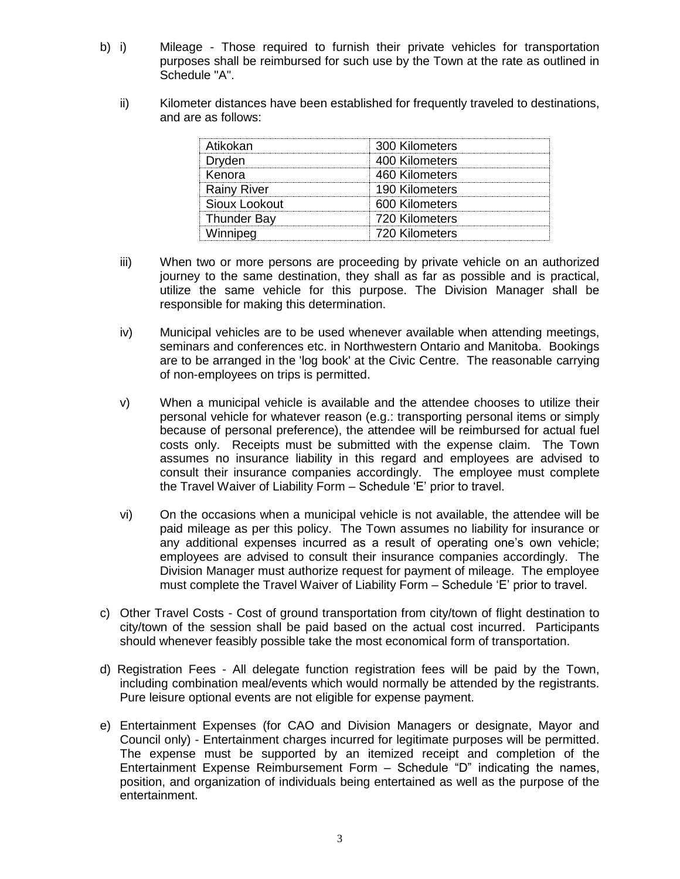b) i) Mileage - Those required to furnish their private vehicles for transportation purposes shall be reimbursed for such use by the Town at the rate as outlined in Schedule "A".

ii) Kilometer distances have been established for frequently traveled to destinations, and are as follows:

| | |
|---|---|
| Atikokan | 300 Kilometers |
| Dryden | 400 Kilometers |
| Kenora | 460 Kilometers |
| Rainy River | 190 Kilometers |
| Sioux Lookout | 600 Kilometers |
| Thunder Bay | 720 Kilometers |
| Winnipeg | 720 Kilometers |

iii) When two or more persons are proceeding by private vehicle on an authorized journey to the same destination, they shall as far as possible and is practical, utilize the same vehicle for this purpose. The Division Manager shall be responsible for making this determination.

iv) Municipal vehicles are to be used whenever available when attending meetings, seminars and conferences etc. in Northwestern Ontario and Manitoba. Bookings are to be arranged in the 'log book' at the Civic Centre. The reasonable carrying of non-employees on trips is permitted.

v) When a municipal vehicle is available and the attendee chooses to utilize their personal vehicle for whatever reason (e.g.: transporting personal items or simply because of personal preference), the attendee will be reimbursed for actual fuel costs only. Receipts must be submitted with the expense claim. The Town assumes no insurance liability in this regard and employees are advised to consult their insurance companies accordingly. The employee must complete the Travel Waiver of Liability Form – Schedule 'E' prior to travel.

vi) On the occasions when a municipal vehicle is not available, the attendee will be paid mileage as per this policy. The Town assumes no liability for insurance or any additional expenses incurred as a result of operating one's own vehicle; employees are advised to consult their insurance companies accordingly. The Division Manager must authorize request for payment of mileage. The employee must complete the Travel Waiver of Liability Form – Schedule 'E' prior to travel.

c) Other Travel Costs - Cost of ground transportation from city/town of flight destination to city/town of the session shall be paid based on the actual cost incurred. Participants should whenever feasibly possible take the most economical form of transportation.

d) Registration Fees - All delegate function registration fees will be paid by the Town, including combination meal/events which would normally be attended by the registrants. Pure leisure optional events are not eligible for expense payment.

e) Entertainment Expenses (for CAO and Division Managers or designate, Mayor and Council only) - Entertainment charges incurred for legitimate purposes will be permitted. The expense must be supported by an itemized receipt and completion of the Entertainment Expense Reimbursement Form – Schedule "D" indicating the names, position, and organization of individuals being entertained as well as the purpose of the entertainment.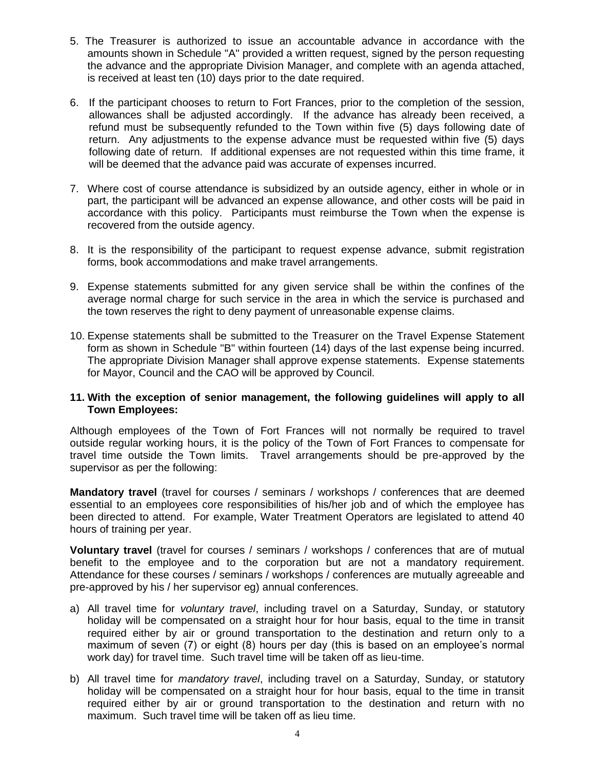5. The Treasurer is authorized to issue an accountable advance in accordance with the amounts shown in Schedule "A" provided a written request, signed by the person requesting the advance and the appropriate Division Manager, and complete with an agenda attached, is received at least ten (10) days prior to the date required.

6. If the participant chooses to return to Fort Frances, prior to the completion of the session, allowances shall be adjusted accordingly. If the advance has already been received, a refund must be subsequently refunded to the Town within five (5) days following date of return. Any adjustments to the expense advance must be requested within five (5) days following date of return. If additional expenses are not requested within this time frame, it will be deemed that the advance paid was accurate of expenses incurred.

7. Where cost of course attendance is subsidized by an outside agency, either in whole or in part, the participant will be advanced an expense allowance, and other costs will be paid in accordance with this policy. Participants must reimburse the Town when the expense is recovered from the outside agency.

8. It is the responsibility of the participant to request expense advance, submit registration forms, book accommodations and make travel arrangements.

9. Expense statements submitted for any given service shall be within the confines of the average normal charge for such service in the area in which the service is purchased and the town reserves the right to deny payment of unreasonable expense claims.

10. Expense statements shall be submitted to the Treasurer on the Travel Expense Statement form as shown in Schedule "B" within fourteen (14) days of the last expense being incurred. The appropriate Division Manager shall approve expense statements. Expense statements for Mayor, Council and the CAO will be approved by Council.

**11. With the exception of senior management, the following guidelines will apply to all Town Employees:**

Although employees of the Town of Fort Frances will not normally be required to travel outside regular working hours, it is the policy of the Town of Fort Frances to compensate for travel time outside the Town limits. Travel arrangements should be pre-approved by the supervisor as per the following:

**Mandatory travel** (travel for courses / seminars / workshops / conferences that are deemed essential to an employees core responsibilities of his/her job and of which the employee has been directed to attend. For example, Water Treatment Operators are legislated to attend 40 hours of training per year.

**Voluntary travel** (travel for courses / seminars / workshops / conferences that are of mutual benefit to the employee and to the corporation but are not a mandatory requirement. Attendance for these courses / seminars / workshops / conferences are mutually agreeable and pre-approved by his / her supervisor eg) annual conferences.

a) All travel time for *voluntary travel*, including travel on a Saturday, Sunday, or statutory holiday will be compensated on a straight hour for hour basis, equal to the time in transit required either by air or ground transportation to the destination and return only to a maximum of seven (7) or eight (8) hours per day (this is based on an employee's normal work day) for travel time. Such travel time will be taken off as lieu-time.

b) All travel time for *mandatory travel*, including travel on a Saturday, Sunday, or statutory holiday will be compensated on a straight hour for hour basis, equal to the time in transit required either by air or ground transportation to the destination and return with no maximum. Such travel time will be taken off as lieu time.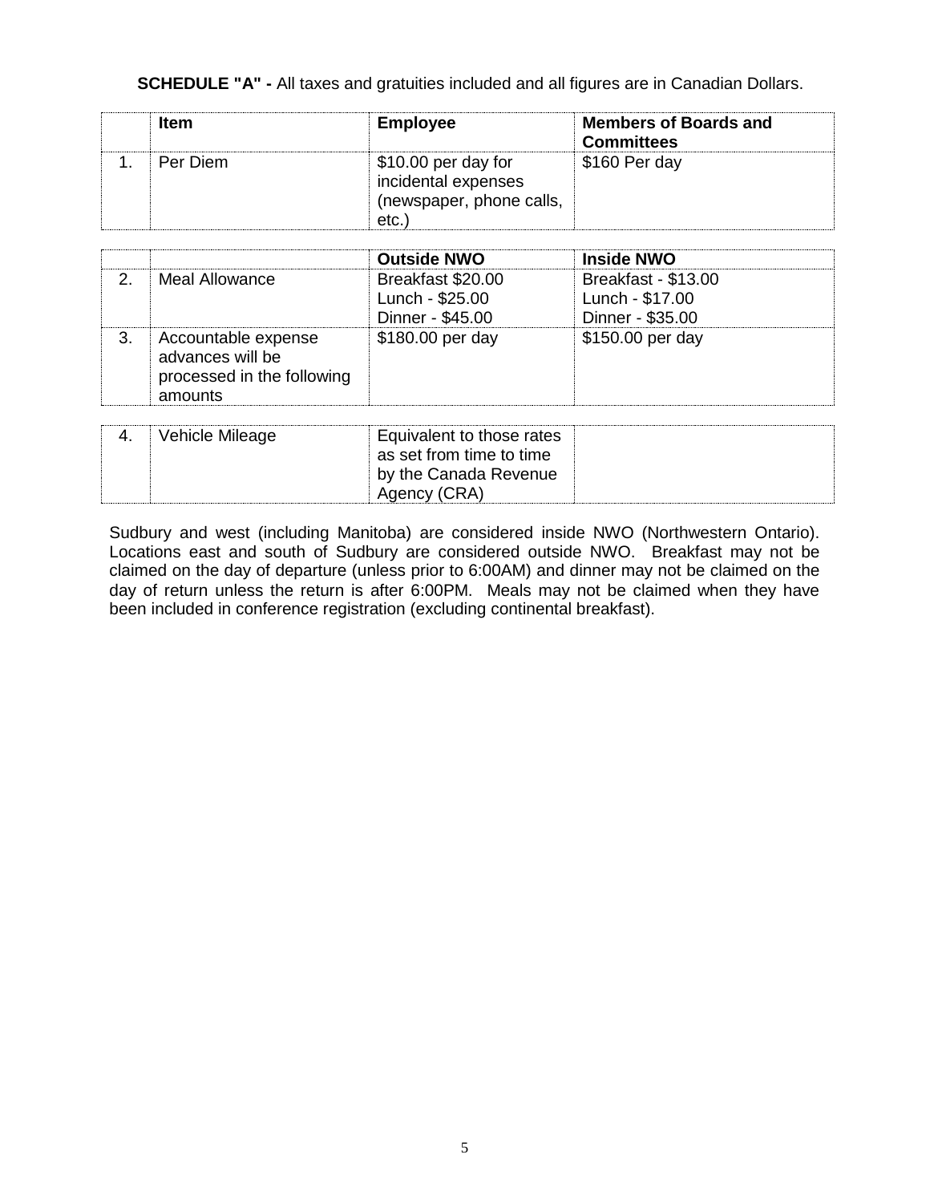**SCHEDULE "A" -** All taxes and gratuities included and all figures are in Canadian Dollars.

| | Item | Employee | Members of Boards and Committees |
|---|---|---|---|
| 1. | Per Diem | $10.00 per day for incidental expenses (newspaper, phone calls, etc.) | $160 Per day |

| | | Outside NWO | Inside NWO |
|---|---|---|---|
| 2. | Meal Allowance | Breakfast $20.00<br>Lunch - $25.00<br>Dinner - $45.00 | Breakfast - $13.00<br>Lunch - $17.00<br>Dinner - $35.00 |
| 3. | Accountable expense advances will be processed in the following amounts | $180.00 per day | $150.00 per day |

| | | | |
|---|---|---|---|
| 4. | Vehicle Mileage | Equivalent to those rates as set from time to time by the Canada Revenue Agency (CRA) | |

Sudbury and west (including Manitoba) are considered inside NWO (Northwestern Ontario). Locations east and south of Sudbury are considered outside NWO. Breakfast may not be claimed on the day of departure (unless prior to 6:00AM) and dinner may not be claimed on the day of return unless the return is after 6:00PM. Meals may not be claimed when they have been included in conference registration (excluding continental breakfast).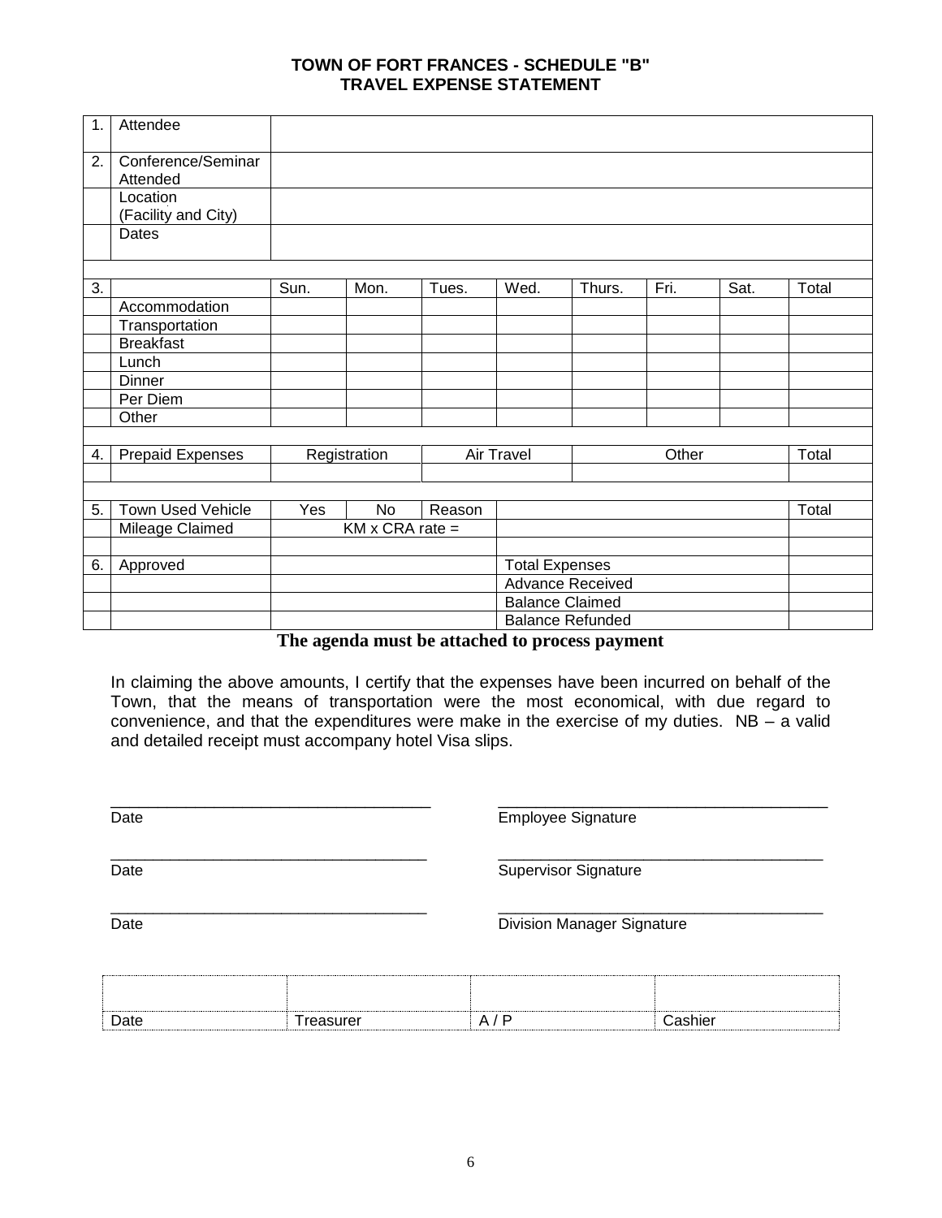**TOWN OF FORT FRANCES - SCHEDULE "B"**
**TRAVEL EXPENSE STATEMENT**

| | | | | | | | | | |
|---|---|---|---|---|---|---|---|---|---|
| 1. | Attendee | | | | | | | | |
| 2. | Conference/Seminar Attended | | | | | | | | |
| | Location (Facility and City) | | | | | | | | |
| | Dates | | | | | | | | |
| | | | | | | | | | |
| 3. | | Sun. | Mon. | Tues. | Wed. | Thurs. | Fri. | Sat. | Total |
| | Accommodation | | | | | | | | |
| | Transportation | | | | | | | | |
| | Breakfast | | | | | | | | |
| | Lunch | | | | | | | | |
| | Dinner | | | | | | | | |
| | Per Diem | | | | | | | | |
| | Other | | | | | | | | |
| | | | | | | | | | |
| 4. | Prepaid Expenses | Registration | | Air Travel | | Other | | | Total |
| | | | | | | | | | |
| | | | | | | | | | |
| 5. | Town Used Vehicle | Yes | No | Reason | | | | | Total |
| | Mileage Claimed | KM x CRA rate = | | | | | | | |
| | | | | | | | | | |
| 6. | Approved | | | | Total Expenses | | | | |
| | | | | | Advance Received | | | | |
| | | | | | Balance Claimed | | | | |
| | | | | | Balance Refunded | | | | |

**The agenda must be attached to process payment**

In claiming the above amounts, I certify that the expenses have been incurred on behalf of the Town, that the means of transportation were the most economical, with due regard to convenience, and that the expenditures were make in the exercise of my duties. NB – a valid and detailed receipt must accompany hotel Visa slips.

\_\_\_\_\_\_\_\_\_\_\_\_\_\_\_\_\_\_\_\_\_\_\_\_\_\_\_\_\_\_\_\_\_\_\_\_ \_\_\_\_\_\_\_\_\_\_\_\_\_\_\_\_\_\_\_\_\_\_\_\_\_\_\_\_\_\_\_\_\_\_\_\_
Date Employee Signature

\_\_\_\_\_\_\_\_\_\_\_\_\_\_\_\_\_\_\_\_\_\_\_\_\_\_\_\_\_\_\_\_\_\_\_\_ \_\_\_\_\_\_\_\_\_\_\_\_\_\_\_\_\_\_\_\_\_\_\_\_\_\_\_\_\_\_\_\_\_\_\_\_
Date Supervisor Signature

\_\_\_\_\_\_\_\_\_\_\_\_\_\_\_\_\_\_\_\_\_\_\_\_\_\_\_\_\_\_\_\_\_\_\_\_ \_\_\_\_\_\_\_\_\_\_\_\_\_\_\_\_\_\_\_\_\_\_\_\_\_\_\_\_\_\_\_\_\_\_\_\_
Date Division Manager Signature

| | | | |
|---|---|---|---|
| | | | |
| Date | Treasurer | A / P | Cashier |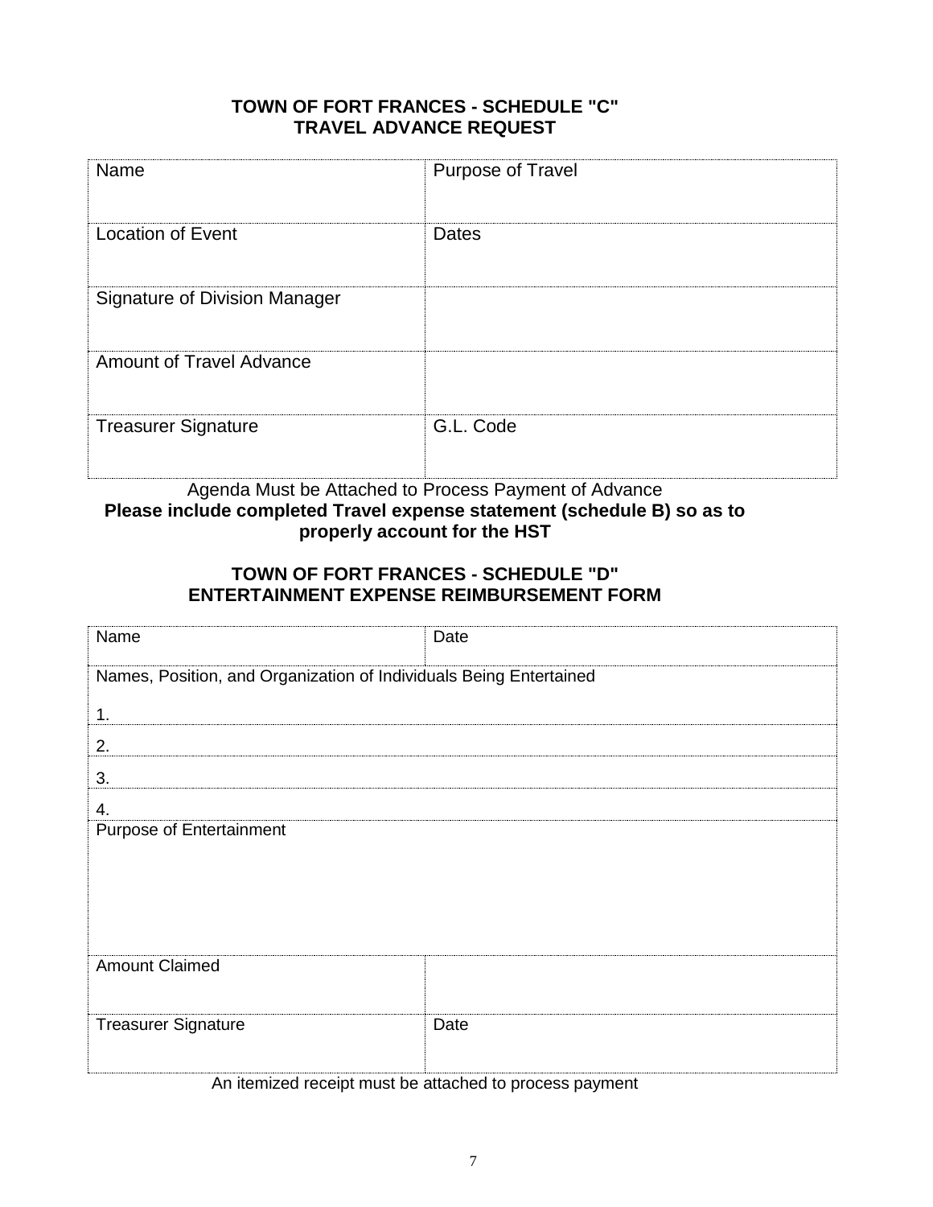**TOWN OF FORT FRANCES - SCHEDULE "C"**
**TRAVEL ADVANCE REQUEST**

| Name | Purpose of Travel |
|---|---|
| Location of Event | Dates |
| Signature of Division Manager | |
| Amount of Travel Advance | |
| Treasurer Signature | G.L. Code |

Agenda Must be Attached to Process Payment of Advance

**Please include completed Travel expense statement (schedule B) so as to properly account for the HST**

**TOWN OF FORT FRANCES - SCHEDULE "D"**
**ENTERTAINMENT EXPENSE REIMBURSEMENT FORM**

| Name | Date |
|---|---|
| Names, Position, and Organization of Individuals Being Entertained | |
| 1. | |
| 2. | |
| 3. | |
| 4. | |
| Purpose of Entertainment | |
| Amount Claimed | |
| Treasurer Signature | Date |

An itemized receipt must be attached to process payment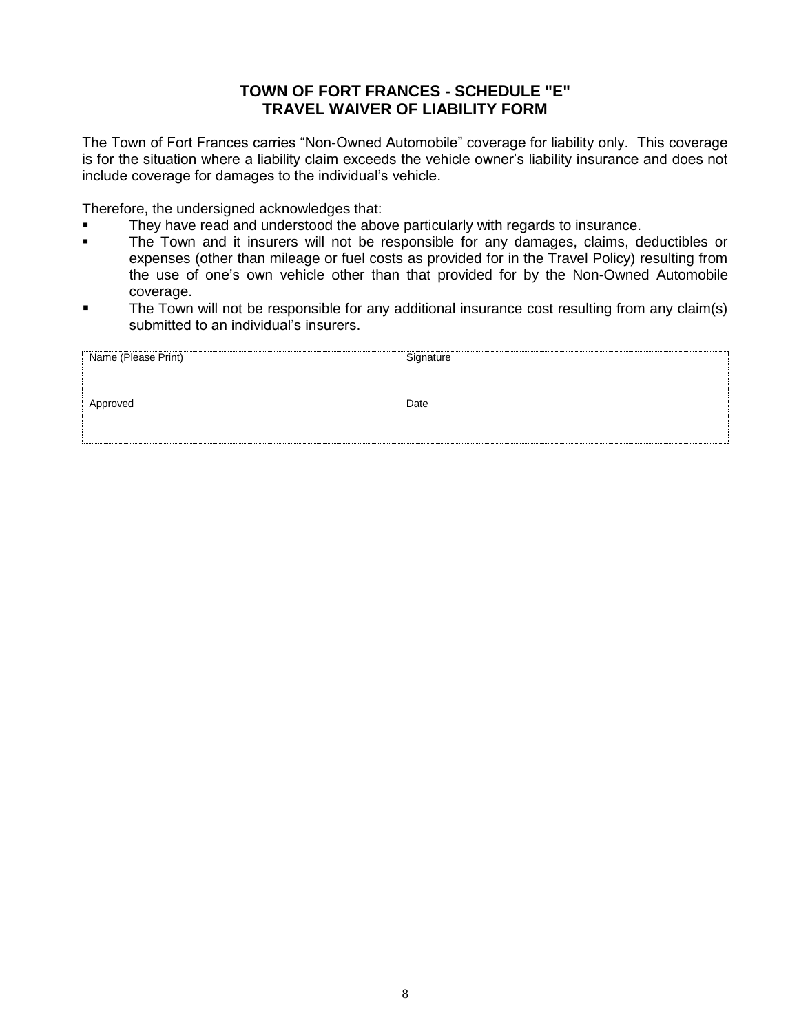## TOWN OF FORT FRANCES - SCHEDULE "E"
## TRAVEL WAIVER OF LIABILITY FORM

The Town of Fort Frances carries "Non-Owned Automobile" coverage for liability only. This coverage is for the situation where a liability claim exceeds the vehicle owner's liability insurance and does not include coverage for damages to the individual's vehicle.

Therefore, the undersigned acknowledges that:

- They have read and understood the above particularly with regards to insurance.
- The Town and it insurers will not be responsible for any damages, claims, deductibles or expenses (other than mileage or fuel costs as provided for in the Travel Policy) resulting from the use of one's own vehicle other than that provided for by the Non-Owned Automobile coverage.
- The Town will not be responsible for any additional insurance cost resulting from any claim(s) submitted to an individual's insurers.

| Name (Please Print) | Signature |
|---|---|
| Approved | Date |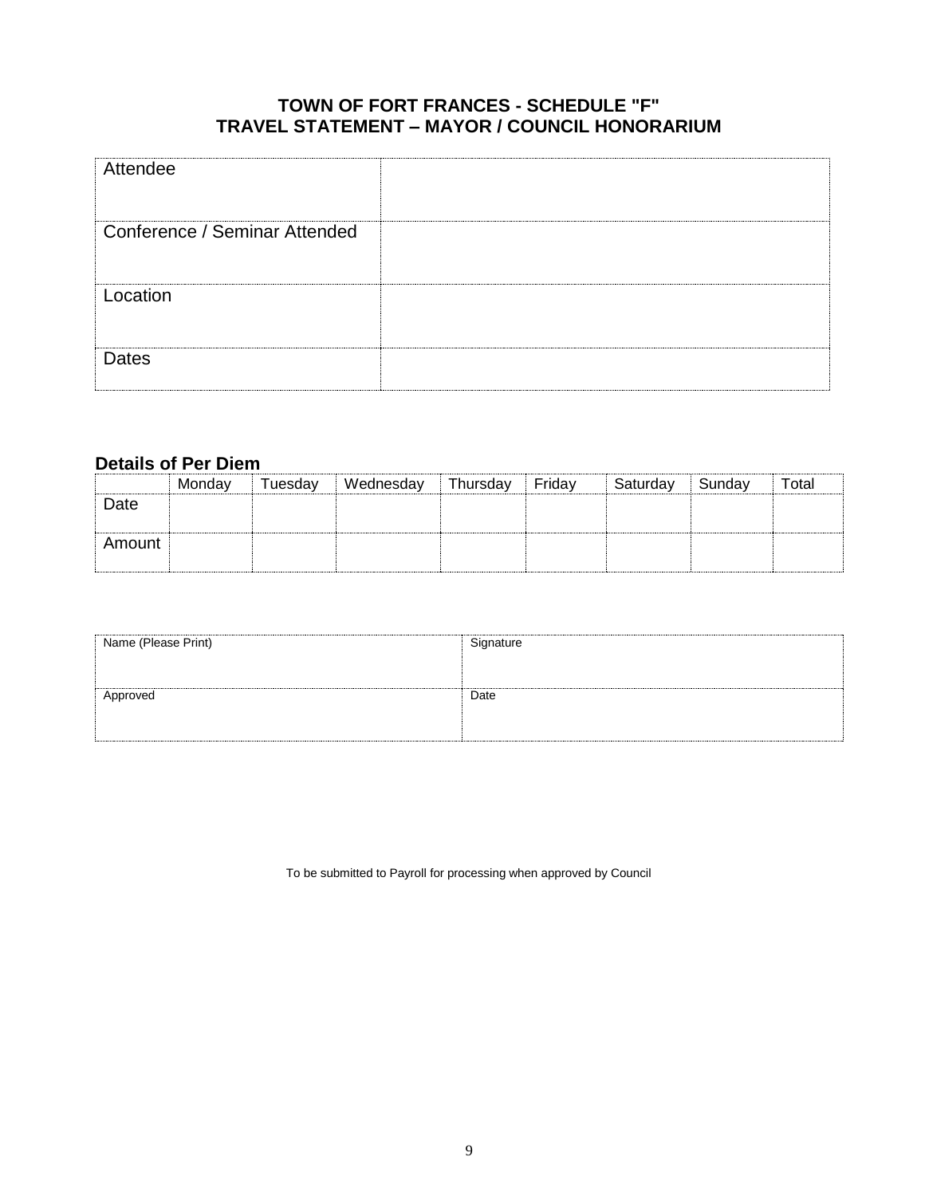# TOWN OF FORT FRANCES - SCHEDULE "F"
# TRAVEL STATEMENT – MAYOR / COUNCIL HONORARIUM

| | |
|---|---|
| Attendee | |
| Conference / Seminar Attended | |
| Location | |
| Dates | |

## Details of Per Diem

| | Monday | Tuesday | Wednesday | Thursday | Friday | Saturday | Sunday | Total |
|---|---|---|---|---|---|---|---|---|
| Date | | | | | | | | |
| Amount | | | | | | | | |

| | |
|---|---|
| Name (Please Print) | Signature |
| Approved | Date |

To be submitted to Payroll for processing when approved by Council